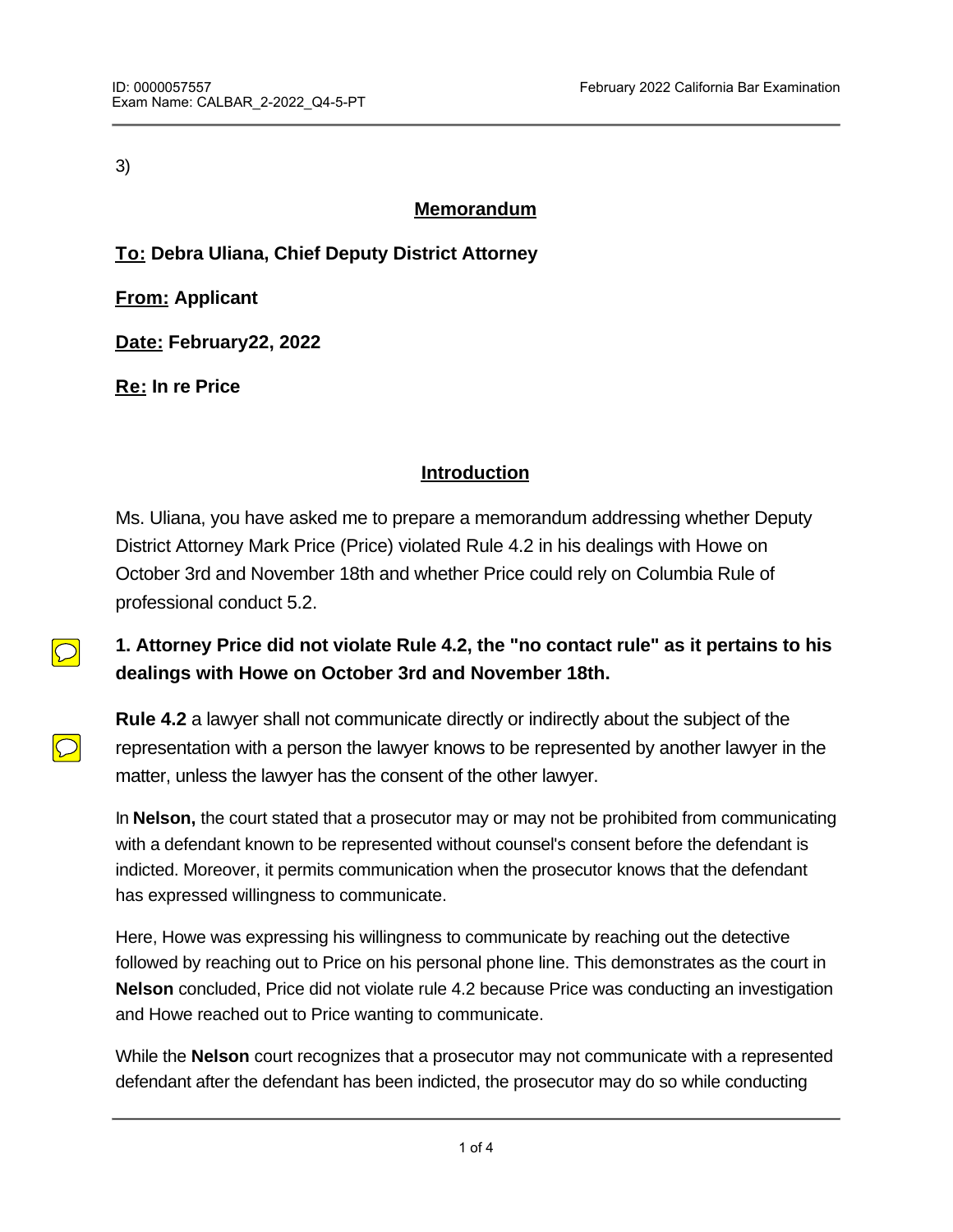3)

## Memorandum

**To:** **Debra Uliana, Chief Deputy District Attorney**

**From:** **Applicant**

**Date:** **February22, 2022**

**Re:** **In re Price**

## Introduction

Ms. Uliana, you have asked me to prepare a memorandum addressing whether Deputy District Attorney Mark Price (Price) violated Rule 4.2 in his dealings with Howe on October 3rd and November 18th and whether Price could rely on Columbia Rule of professional conduct 5.2.

### 1. Attorney Price did not violate Rule 4.2, the "no contact rule" as it pertains to his dealings with Howe on October 3rd and November 18th.

**Rule 4.2** a lawyer shall not communicate directly or indirectly about the subject of the representation with a person the lawyer knows to be represented by another lawyer in the matter, unless the lawyer has the consent of the other lawyer.

In **Nelson,** the court stated that a prosecutor may or may not be prohibited from communicating with a defendant known to be represented without counsel's consent before the defendant is indicted. Moreover, it permits communication when the prosecutor knows that the defendant has expressed willingness to communicate.

Here, Howe was expressing his willingness to communicate by reaching out the detective followed by reaching out to Price on his personal phone line. This demonstrates as the court in **Nelson** concluded, Price did not violate rule 4.2 because Price was conducting an investigation and Howe reached out to Price wanting to communicate.

While the **Nelson** court recognizes that a prosecutor may not communicate with a represented defendant after the defendant has been indicted, the prosecutor may do so while conducting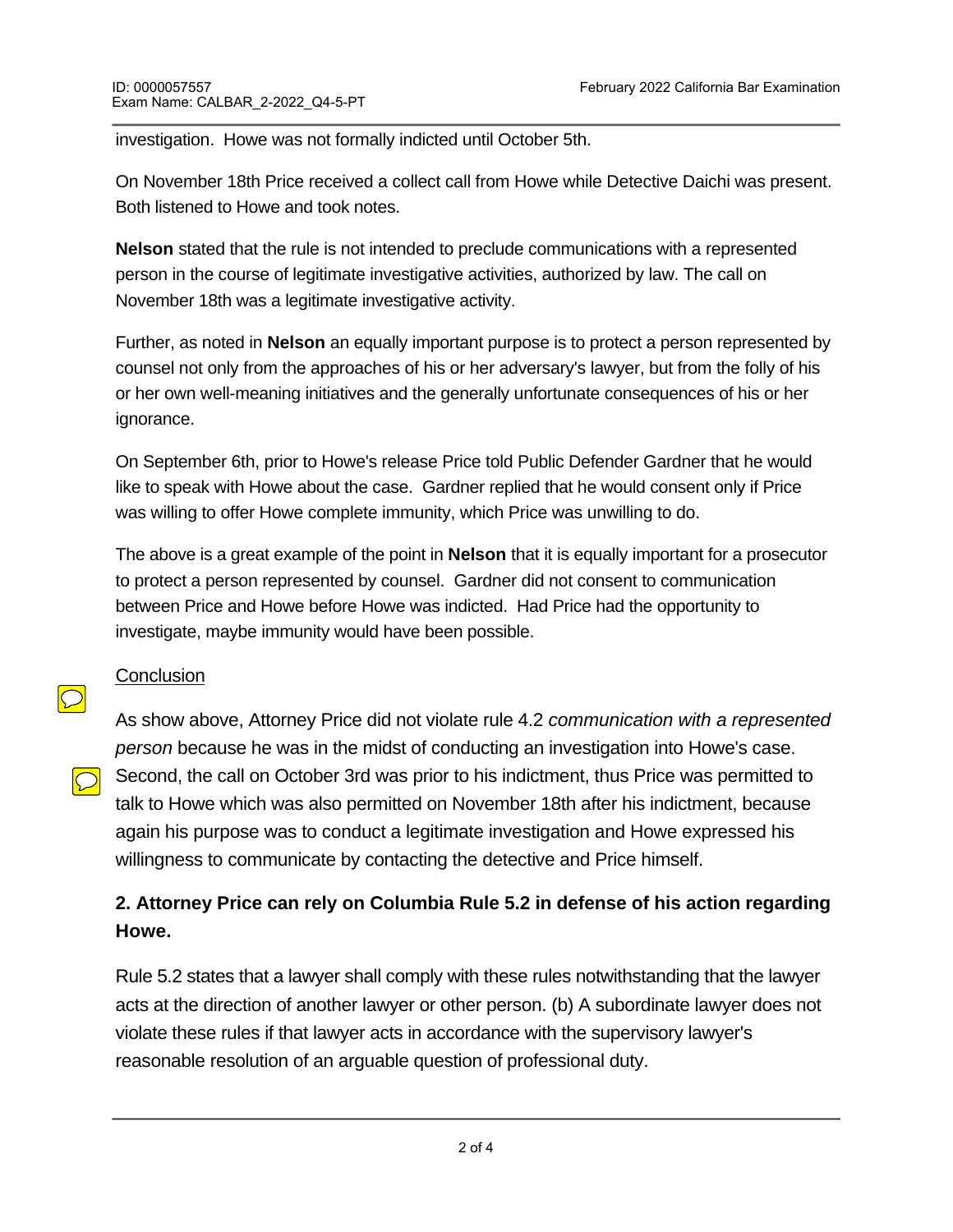investigation. Howe was not formally indicted until October 5th.

On November 18th Price received a collect call from Howe while Detective Daichi was present. Both listened to Howe and took notes.

**Nelson** stated that the rule is not intended to preclude communications with a represented person in the course of legitimate investigative activities, authorized by law. The call on November 18th was a legitimate investigative activity.

Further, as noted in **Nelson** an equally important purpose is to protect a person represented by counsel not only from the approaches of his or her adversary's lawyer, but from the folly of his or her own well-meaning initiatives and the generally unfortunate consequences of his or her ignorance.

On September 6th, prior to Howe's release Price told Public Defender Gardner that he would like to speak with Howe about the case. Gardner replied that he would consent only if Price was willing to offer Howe complete immunity, which Price was unwilling to do.

The above is a great example of the point in **Nelson** that it is equally important for a prosecutor to protect a person represented by counsel. Gardner did not consent to communication between Price and Howe before Howe was indicted. Had Price had the opportunity to investigate, maybe immunity would have been possible.

Conclusion

As show above, Attorney Price did not violate rule 4.2 *communication with a represented person* because he was in the midst of conducting an investigation into Howe's case. Second, the call on October 3rd was prior to his indictment, thus Price was permitted to talk to Howe which was also permitted on November 18th after his indictment, because again his purpose was to conduct a legitimate investigation and Howe expressed his willingness to communicate by contacting the detective and Price himself.

### 2. Attorney Price can rely on Columbia Rule 5.2 in defense of his action regarding Howe.

Rule 5.2 states that a lawyer shall comply with these rules notwithstanding that the lawyer acts at the direction of another lawyer or other person. (b) A subordinate lawyer does not violate these rules if that lawyer acts in accordance with the supervisory lawyer's reasonable resolution of an arguable question of professional duty.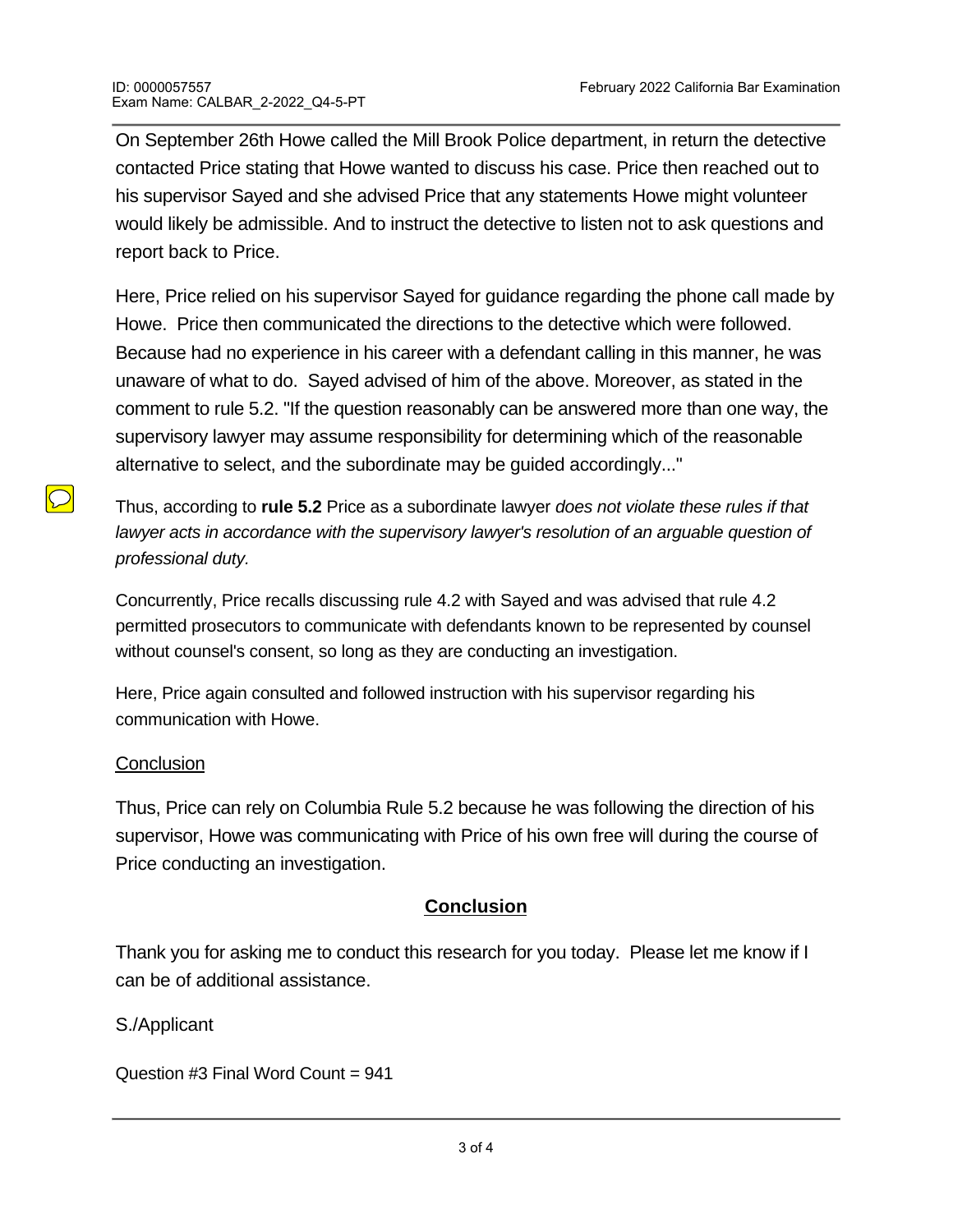On September 26th Howe called the Mill Brook Police department, in return the detective contacted Price stating that Howe wanted to discuss his case. Price then reached out to his supervisor Sayed and she advised Price that any statements Howe might volunteer would likely be admissible. And to instruct the detective to listen not to ask questions and report back to Price.

Here, Price relied on his supervisor Sayed for guidance regarding the phone call made by Howe. Price then communicated the directions to the detective which were followed. Because had no experience in his career with a defendant calling in this manner, he was unaware of what to do. Sayed advised of him of the above. Moreover, as stated in the comment to rule 5.2. "If the question reasonably can be answered more than one way, the supervisory lawyer may assume responsibility for determining which of the reasonable alternative to select, and the subordinate may be guided accordingly..."

Thus, according to **rule 5.2** Price as a subordinate lawyer *does not violate these rules if that lawyer acts in accordance with the supervisory lawyer's resolution of an arguable question of professional duty.*

Concurrently, Price recalls discussing rule 4.2 with Sayed and was advised that rule 4.2 permitted prosecutors to communicate with defendants known to be represented by counsel without counsel's consent, so long as they are conducting an investigation.

Here, Price again consulted and followed instruction with his supervisor regarding his communication with Howe.

<u>Conclusion</u>

Thus, Price can rely on Columbia Rule 5.2 because he was following the direction of his supervisor, Howe was communicating with Price of his own free will during the course of Price conducting an investigation.

## **<u>Conclusion</u>**

Thank you for asking me to conduct this research for you today. Please let me know if I can be of additional assistance.

S./Applicant

Question #3 Final Word Count = 941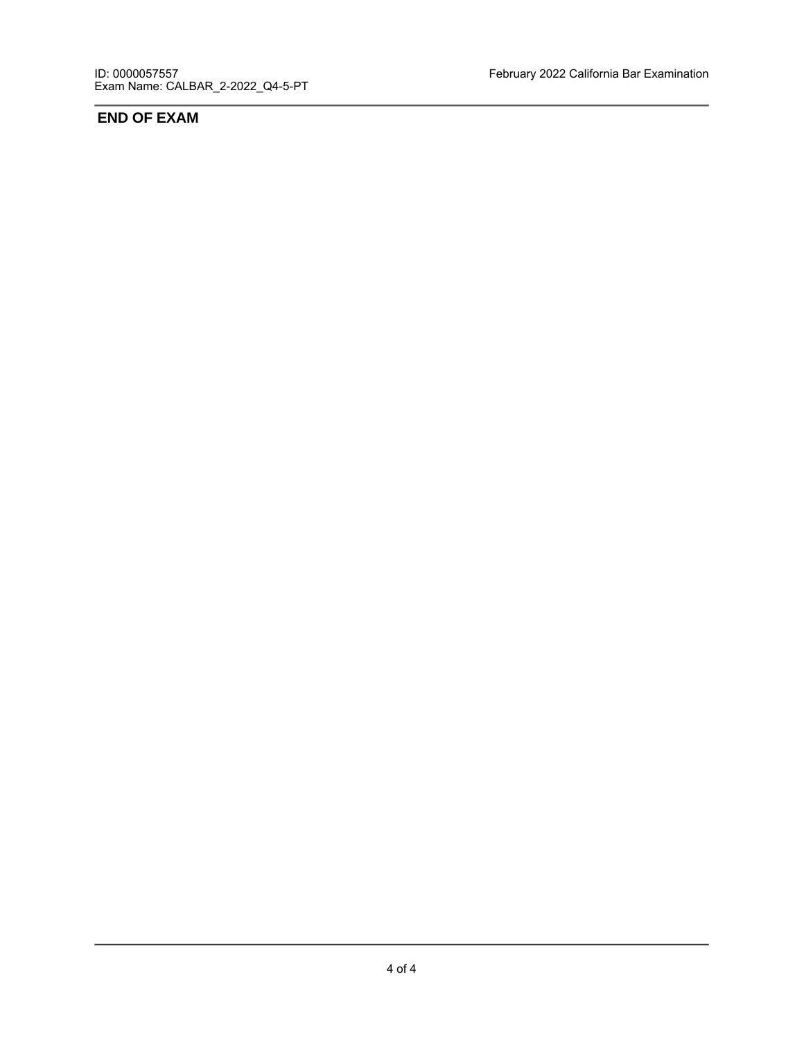**END OF EXAM**